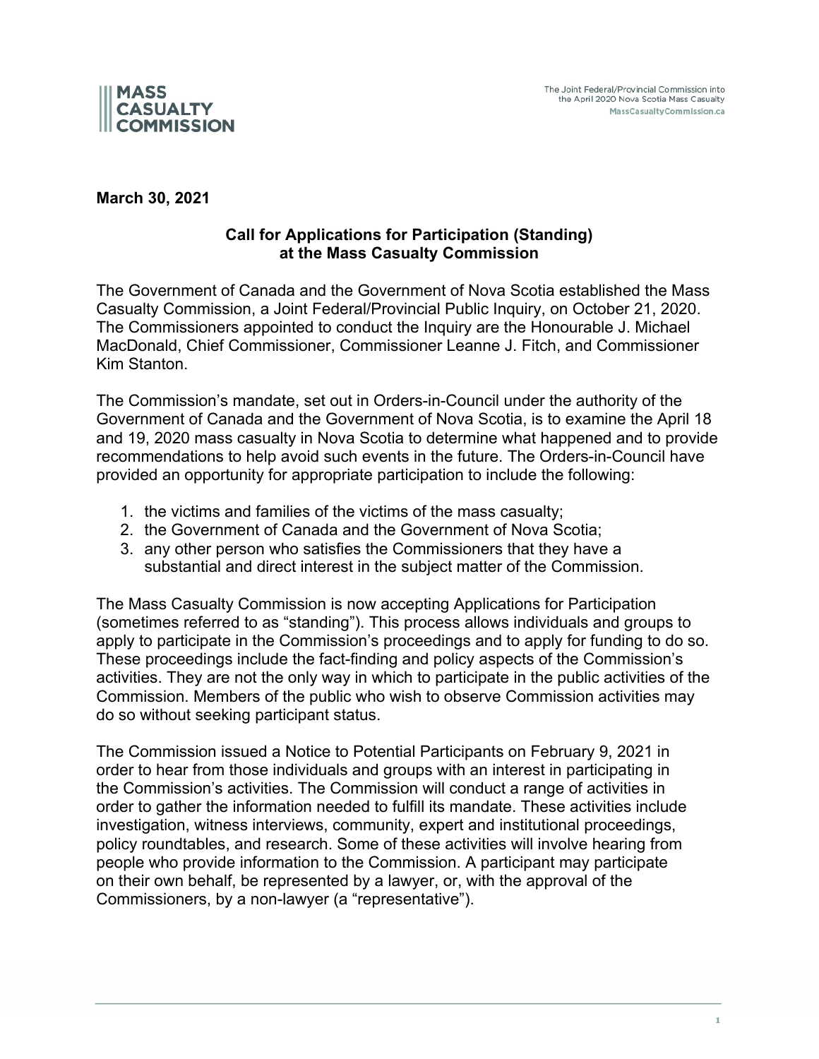MASS CASUALTY COMMISSION

The Joint Federal/Provincial Commission into the April 2020 Nova Scotia Mass Casualty
MassCasualtyCommission.ca

**March 30, 2021**

## Call for Applications for Participation (Standing) at the Mass Casualty Commission

The Government of Canada and the Government of Nova Scotia established the Mass Casualty Commission, a Joint Federal/Provincial Public Inquiry, on October 21, 2020. The Commissioners appointed to conduct the Inquiry are the Honourable J. Michael MacDonald, Chief Commissioner, Commissioner Leanne J. Fitch, and Commissioner Kim Stanton.

The Commission's mandate, set out in Orders-in-Council under the authority of the Government of Canada and the Government of Nova Scotia, is to examine the April 18 and 19, 2020 mass casualty in Nova Scotia to determine what happened and to provide recommendations to help avoid such events in the future. The Orders-in-Council have provided an opportunity for appropriate participation to include the following:

1. the victims and families of the victims of the mass casualty;
2. the Government of Canada and the Government of Nova Scotia;
3. any other person who satisfies the Commissioners that they have a substantial and direct interest in the subject matter of the Commission.

The Mass Casualty Commission is now accepting Applications for Participation (sometimes referred to as "standing"). This process allows individuals and groups to apply to participate in the Commission's proceedings and to apply for funding to do so. These proceedings include the fact-finding and policy aspects of the Commission's activities. They are not the only way in which to participate in the public activities of the Commission. Members of the public who wish to observe Commission activities may do so without seeking participant status.

The Commission issued a Notice to Potential Participants on February 9, 2021 in order to hear from those individuals and groups with an interest in participating in the Commission's activities. The Commission will conduct a range of activities in order to gather the information needed to fulfill its mandate. These activities include investigation, witness interviews, community, expert and institutional proceedings, policy roundtables, and research. Some of these activities will involve hearing from people who provide information to the Commission. A participant may participate on their own behalf, be represented by a lawyer, or, with the approval of the Commissioners, by a non-lawyer (a "representative").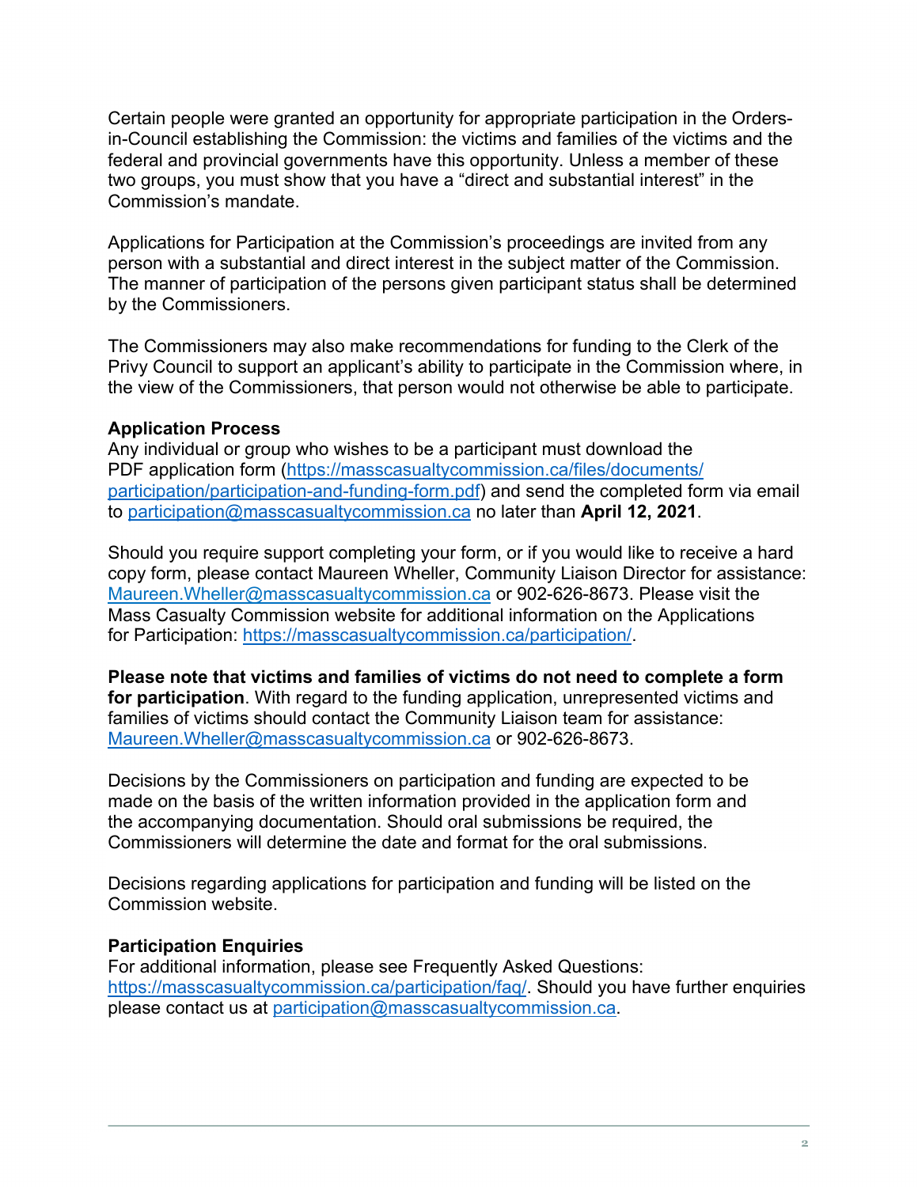Certain people were granted an opportunity for appropriate participation in the Orders-in-Council establishing the Commission: the victims and families of the victims and the federal and provincial governments have this opportunity. Unless a member of these two groups, you must show that you have a "direct and substantial interest" in the Commission's mandate.

Applications for Participation at the Commission's proceedings are invited from any person with a substantial and direct interest in the subject matter of the Commission. The manner of participation of the persons given participant status shall be determined by the Commissioners.

The Commissioners may also make recommendations for funding to the Clerk of the Privy Council to support an applicant's ability to participate in the Commission where, in the view of the Commissioners, that person would not otherwise be able to participate.

**Application Process**

Any individual or group who wishes to be a participant must download the PDF application form (https://masscasualtycommission.ca/files/documents/participation/participation-and-funding-form.pdf) and send the completed form via email to participation@masscasualtycommission.ca no later than **April 12, 2021**.

Should you require support completing your form, or if you would like to receive a hard copy form, please contact Maureen Wheller, Community Liaison Director for assistance: Maureen.Wheller@masscasualtycommission.ca or 902-626-8673. Please visit the Mass Casualty Commission website for additional information on the Applications for Participation: https://masscasualtycommission.ca/participation/.

**Please note that victims and families of victims do not need to complete a form for participation**. With regard to the funding application, unrepresented victims and families of victims should contact the Community Liaison team for assistance: Maureen.Wheller@masscasualtycommission.ca or 902-626-8673.

Decisions by the Commissioners on participation and funding are expected to be made on the basis of the written information provided in the application form and the accompanying documentation. Should oral submissions be required, the Commissioners will determine the date and format for the oral submissions.

Decisions regarding applications for participation and funding will be listed on the Commission website.

**Participation Enquiries**

For additional information, please see Frequently Asked Questions: https://masscasualtycommission.ca/participation/faq/. Should you have further enquiries please contact us at participation@masscasualtycommission.ca.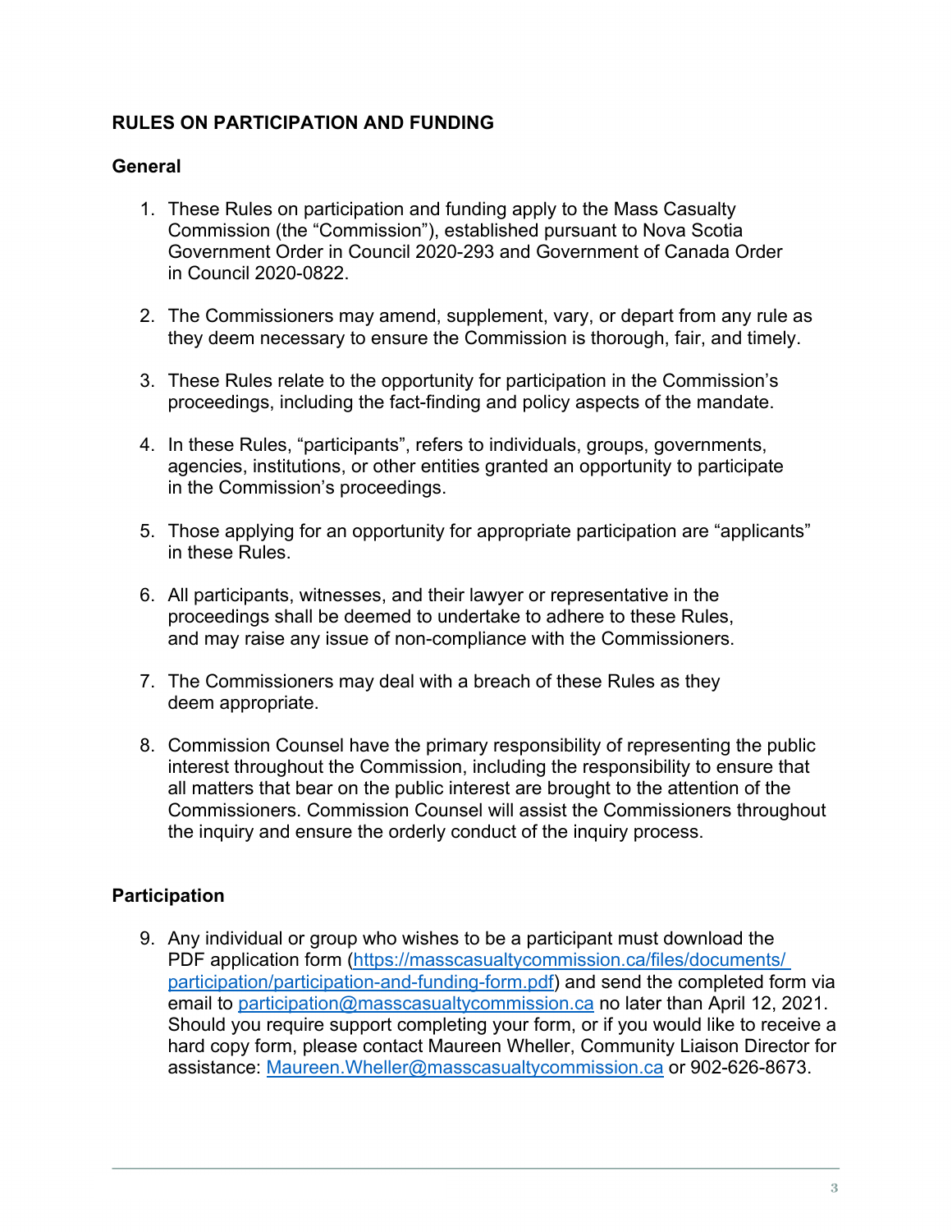## RULES ON PARTICIPATION AND FUNDING

### General

1. These Rules on participation and funding apply to the Mass Casualty Commission (the "Commission"), established pursuant to Nova Scotia Government Order in Council 2020-293 and Government of Canada Order in Council 2020-0822.

2. The Commissioners may amend, supplement, vary, or depart from any rule as they deem necessary to ensure the Commission is thorough, fair, and timely.

3. These Rules relate to the opportunity for participation in the Commission's proceedings, including the fact-finding and policy aspects of the mandate.

4. In these Rules, "participants", refers to individuals, groups, governments, agencies, institutions, or other entities granted an opportunity to participate in the Commission's proceedings.

5. Those applying for an opportunity for appropriate participation are "applicants" in these Rules.

6. All participants, witnesses, and their lawyer or representative in the proceedings shall be deemed to undertake to adhere to these Rules, and may raise any issue of non-compliance with the Commissioners.

7. The Commissioners may deal with a breach of these Rules as they deem appropriate.

8. Commission Counsel have the primary responsibility of representing the public interest throughout the Commission, including the responsibility to ensure that all matters that bear on the public interest are brought to the attention of the Commissioners. Commission Counsel will assist the Commissioners throughout the inquiry and ensure the orderly conduct of the inquiry process.

### Participation

9. Any individual or group who wishes to be a participant must download the PDF application form (https://masscasualtycommission.ca/files/documents/participation/participation-and-funding-form.pdf) and send the completed form via email to participation@masscasualtycommission.ca no later than April 12, 2021. Should you require support completing your form, or if you would like to receive a hard copy form, please contact Maureen Wheller, Community Liaison Director for assistance: Maureen.Wheller@masscasualtycommission.ca or 902-626-8673.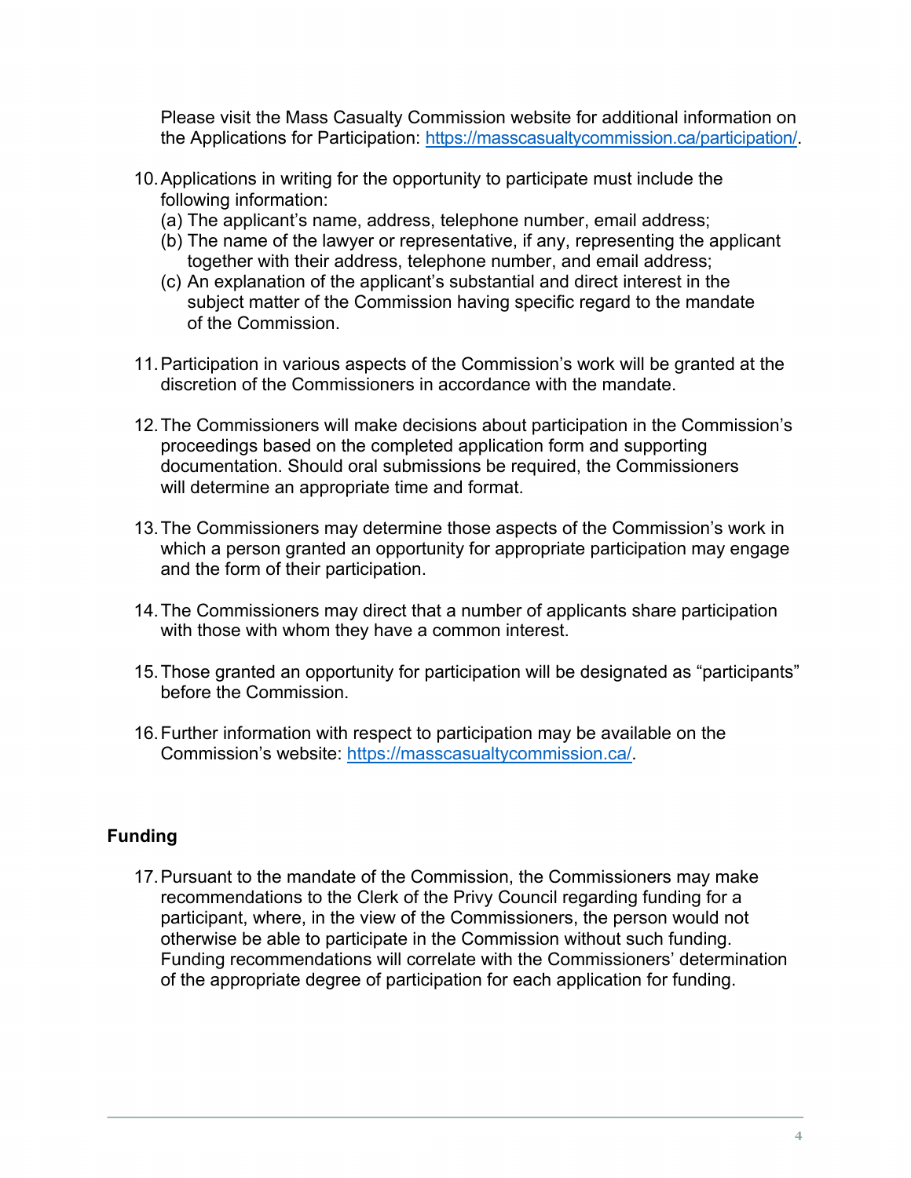Please visit the Mass Casualty Commission website for additional information on the Applications for Participation: https://masscasualtycommission.ca/participation/.

10. Applications in writing for the opportunity to participate must include the following information:
    (a) The applicant's name, address, telephone number, email address;
    (b) The name of the lawyer or representative, if any, representing the applicant together with their address, telephone number, and email address;
    (c) An explanation of the applicant's substantial and direct interest in the subject matter of the Commission having specific regard to the mandate of the Commission.

11. Participation in various aspects of the Commission's work will be granted at the discretion of the Commissioners in accordance with the mandate.

12. The Commissioners will make decisions about participation in the Commission's proceedings based on the completed application form and supporting documentation. Should oral submissions be required, the Commissioners will determine an appropriate time and format.

13. The Commissioners may determine those aspects of the Commission's work in which a person granted an opportunity for appropriate participation may engage and the form of their participation.

14. The Commissioners may direct that a number of applicants share participation with those with whom they have a common interest.

15. Those granted an opportunity for participation will be designated as "participants" before the Commission.

16. Further information with respect to participation may be available on the Commission's website: https://masscasualtycommission.ca/.

## Funding

17. Pursuant to the mandate of the Commission, the Commissioners may make recommendations to the Clerk of the Privy Council regarding funding for a participant, where, in the view of the Commissioners, the person would not otherwise be able to participate in the Commission without such funding. Funding recommendations will correlate with the Commissioners' determination of the appropriate degree of participation for each application for funding.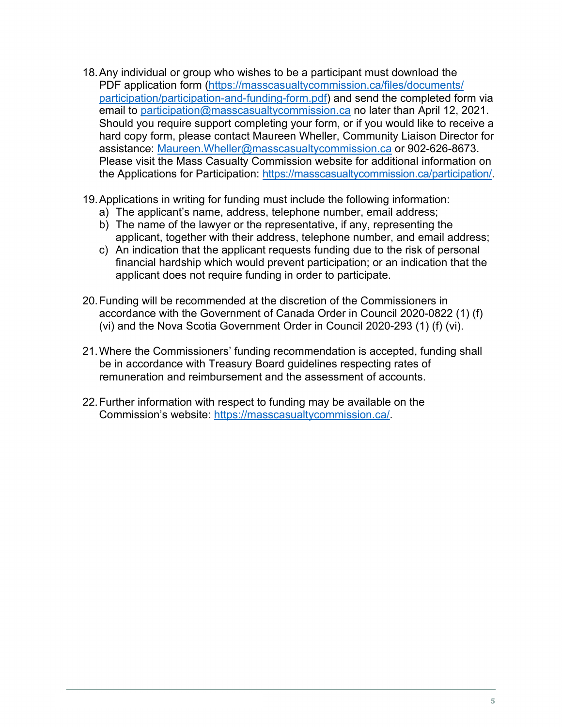18. Any individual or group who wishes to be a participant must download the PDF application form (https://masscasualtycommission.ca/files/documents/participation/participation-and-funding-form.pdf) and send the completed form via email to participation@masscasualtycommission.ca no later than April 12, 2021. Should you require support completing your form, or if you would like to receive a hard copy form, please contact Maureen Wheller, Community Liaison Director for assistance: Maureen.Wheller@masscasualtycommission.ca or 902-626-8673. Please visit the Mass Casualty Commission website for additional information on the Applications for Participation: https://masscasualtycommission.ca/participation/.

19. Applications in writing for funding must include the following information:
    a) The applicant's name, address, telephone number, email address;
    b) The name of the lawyer or the representative, if any, representing the applicant, together with their address, telephone number, and email address;
    c) An indication that the applicant requests funding due to the risk of personal financial hardship which would prevent participation; or an indication that the applicant does not require funding in order to participate.

20. Funding will be recommended at the discretion of the Commissioners in accordance with the Government of Canada Order in Council 2020-0822 (1) (f) (vi) and the Nova Scotia Government Order in Council 2020-293 (1) (f) (vi).

21. Where the Commissioners' funding recommendation is accepted, funding shall be in accordance with Treasury Board guidelines respecting rates of remuneration and reimbursement and the assessment of accounts.

22. Further information with respect to funding may be available on the Commission's website: https://masscasualtycommission.ca/.